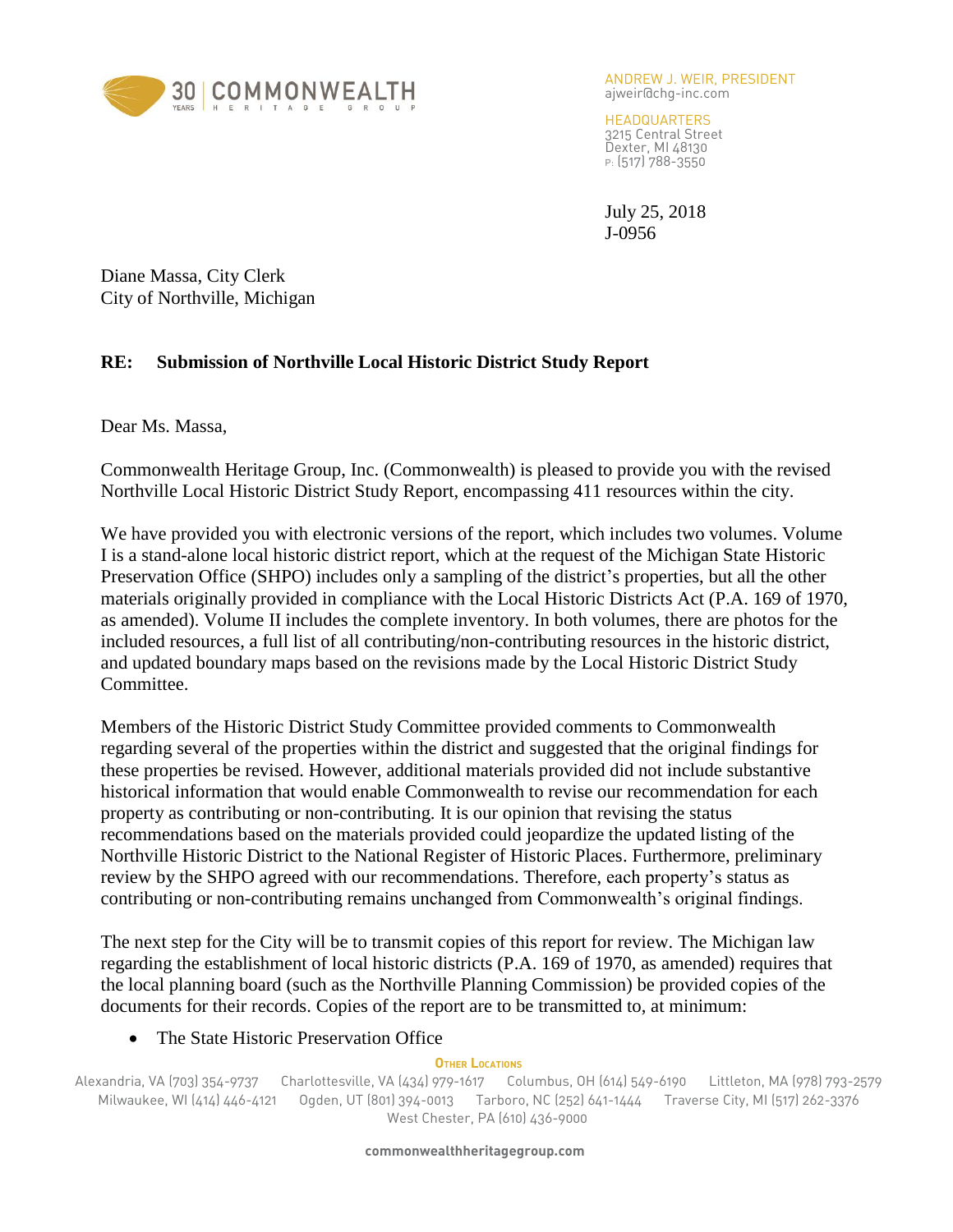ANDREW J. WEIR, PRESIDENT
ajweir@chg-inc.com

HEADQUARTERS
3215 Central Street
Dexter, MI 48130
P: (517) 788-3550

July 25, 2018
J-0956

Diane Massa, City Clerk
City of Northville, Michigan

**RE: Submission of Northville Local Historic District Study Report**

Dear Ms. Massa,

Commonwealth Heritage Group, Inc. (Commonwealth) is pleased to provide you with the revised Northville Local Historic District Study Report, encompassing 411 resources within the city.

We have provided you with electronic versions of the report, which includes two volumes. Volume I is a stand-alone local historic district report, which at the request of the Michigan State Historic Preservation Office (SHPO) includes only a sampling of the district's properties, but all the other materials originally provided in compliance with the Local Historic Districts Act (P.A. 169 of 1970, as amended). Volume II includes the complete inventory. In both volumes, there are photos for the included resources, a full list of all contributing/non-contributing resources in the historic district, and updated boundary maps based on the revisions made by the Local Historic District Study Committee.

Members of the Historic District Study Committee provided comments to Commonwealth regarding several of the properties within the district and suggested that the original findings for these properties be revised. However, additional materials provided did not include substantive historical information that would enable Commonwealth to revise our recommendation for each property as contributing or non-contributing. It is our opinion that revising the status recommendations based on the materials provided could jeopardize the updated listing of the Northville Historic District to the National Register of Historic Places. Furthermore, preliminary review by the SHPO agreed with our recommendations. Therefore, each property's status as contributing or non-contributing remains unchanged from Commonwealth's original findings.

The next step for the City will be to transmit copies of this report for review. The Michigan law regarding the establishment of local historic districts (P.A. 169 of 1970, as amended) requires that the local planning board (such as the Northville Planning Commission) be provided copies of the documents for their records. Copies of the report are to be transmitted to, at minimum:

- The State Historic Preservation Office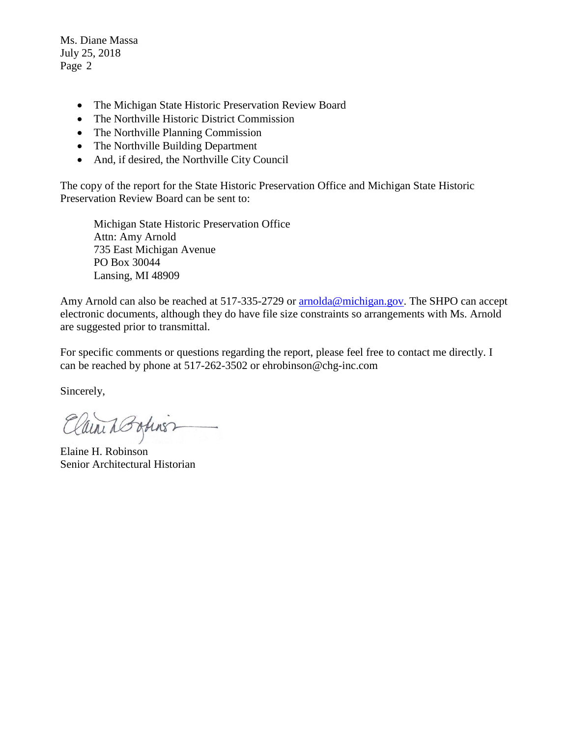Ms. Diane Massa
July 25, 2018
Page 2

- The Michigan State Historic Preservation Review Board
- The Northville Historic District Commission
- The Northville Planning Commission
- The Northville Building Department
- And, if desired, the Northville City Council

The copy of the report for the State Historic Preservation Office and Michigan State Historic Preservation Review Board can be sent to:

> Michigan State Historic Preservation Office
> Attn: Amy Arnold
> 735 East Michigan Avenue
> PO Box 30044
> Lansing, MI 48909

Amy Arnold can also be reached at 517-335-2729 or arnolda@michigan.gov. The SHPO can accept electronic documents, although they do have file size constraints so arrangements with Ms. Arnold are suggested prior to transmittal.

For specific comments or questions regarding the report, please feel free to contact me directly. I can be reached by phone at 517-262-3502 or ehrobinson@chg-inc.com

Sincerely,

Elaine H. Robinson
Senior Architectural Historian